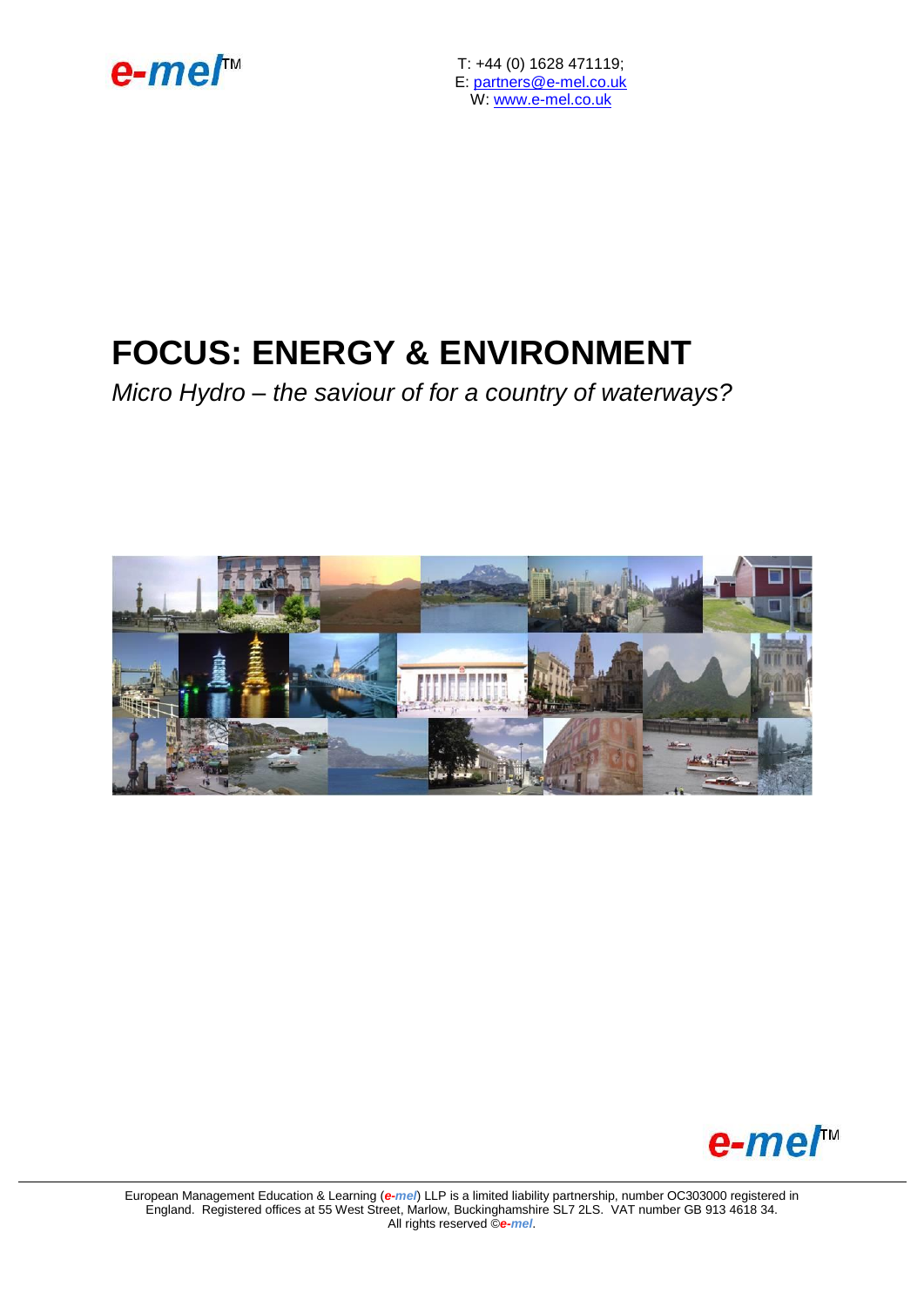e-mel™

T: +44 (0) 1628 471119;
E: partners@e-mel.co.uk
W: www.e-mel.co.uk

# FOCUS: ENERGY & ENVIRONMENT

*Micro Hydro – the saviour of for a country of waterways?*

e-mel™

European Management Education & Learning (*e-mel*) LLP is a limited liability partnership, number OC303000 registered in England. Registered offices at 55 West Street, Marlow, Buckinghamshire SL7 2LS. VAT number GB 913 4618 34.
All rights reserved ©*e-mel*.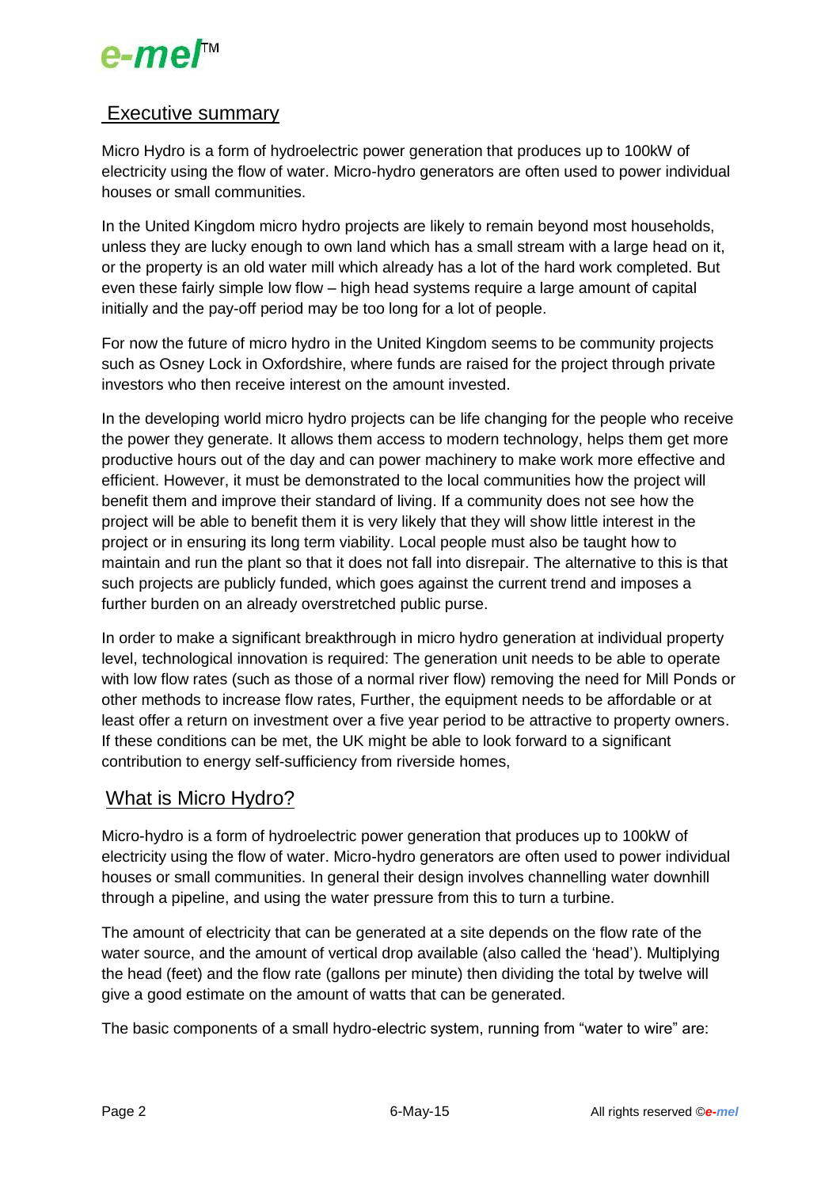## Executive summary

Micro Hydro is a form of hydroelectric power generation that produces up to 100kW of electricity using the flow of water. Micro-hydro generators are often used to power individual houses or small communities.

In the United Kingdom micro hydro projects are likely to remain beyond most households, unless they are lucky enough to own land which has a small stream with a large head on it, or the property is an old water mill which already has a lot of the hard work completed. But even these fairly simple low flow – high head systems require a large amount of capital initially and the pay-off period may be too long for a lot of people.

For now the future of micro hydro in the United Kingdom seems to be community projects such as Osney Lock in Oxfordshire, where funds are raised for the project through private investors who then receive interest on the amount invested.

In the developing world micro hydro projects can be life changing for the people who receive the power they generate. It allows them access to modern technology, helps them get more productive hours out of the day and can power machinery to make work more effective and efficient. However, it must be demonstrated to the local communities how the project will benefit them and improve their standard of living. If a community does not see how the project will be able to benefit them it is very likely that they will show little interest in the project or in ensuring its long term viability. Local people must also be taught how to maintain and run the plant so that it does not fall into disrepair. The alternative to this is that such projects are publicly funded, which goes against the current trend and imposes a further burden on an already overstretched public purse.

In order to make a significant breakthrough in micro hydro generation at individual property level, technological innovation is required: The generation unit needs to be able to operate with low flow rates (such as those of a normal river flow) removing the need for Mill Ponds or other methods to increase flow rates, Further, the equipment needs to be affordable or at least offer a return on investment over a five year period to be attractive to property owners. If these conditions can be met, the UK might be able to look forward to a significant contribution to energy self-sufficiency from riverside homes,

## What is Micro Hydro?

Micro-hydro is a form of hydroelectric power generation that produces up to 100kW of electricity using the flow of water. Micro-hydro generators are often used to power individual houses or small communities. In general their design involves channelling water downhill through a pipeline, and using the water pressure from this to turn a turbine.

The amount of electricity that can be generated at a site depends on the flow rate of the water source, and the amount of vertical drop available (also called the 'head'). Multiplying the head (feet) and the flow rate (gallons per minute) then dividing the total by twelve will give a good estimate on the amount of watts that can be generated.

The basic components of a small hydro-electric system, running from "water to wire" are: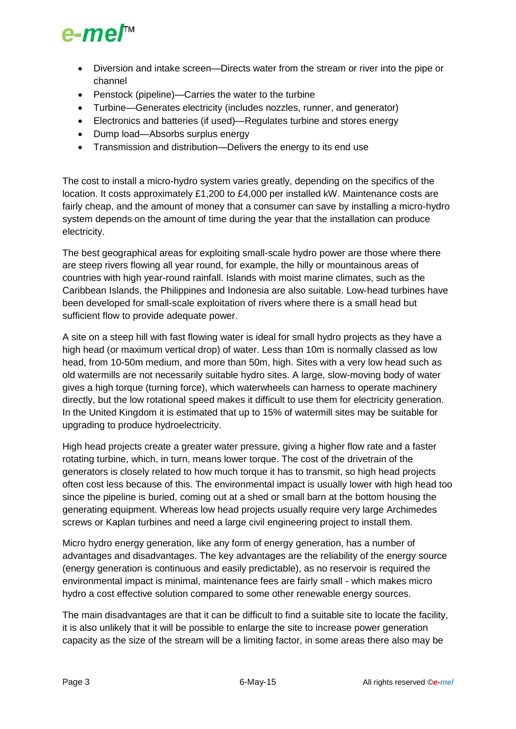- Diversion and intake screen—Directs water from the stream or river into the pipe or channel
- Penstock (pipeline)—Carries the water to the turbine
- Turbine—Generates electricity (includes nozzles, runner, and generator)
- Electronics and batteries (if used)—Regulates turbine and stores energy
- Dump load—Absorbs surplus energy
- Transmission and distribution—Delivers the energy to its end use

The cost to install a micro-hydro system varies greatly, depending on the specifics of the location. It costs approximately £1,200 to £4,000 per installed kW. Maintenance costs are fairly cheap, and the amount of money that a consumer can save by installing a micro-hydro system depends on the amount of time during the year that the installation can produce electricity.

The best geographical areas for exploiting small-scale hydro power are those where there are steep rivers flowing all year round, for example, the hilly or mountainous areas of countries with high year-round rainfall. Islands with moist marine climates, such as the Caribbean Islands, the Philippines and Indonesia are also suitable. Low-head turbines have been developed for small-scale exploitation of rivers where there is a small head but sufficient flow to provide adequate power.

A site on a steep hill with fast flowing water is ideal for small hydro projects as they have a high head (or maximum vertical drop) of water. Less than 10m is normally classed as low head, from 10-50m medium, and more than 50m, high. Sites with a very low head such as old watermills are not necessarily suitable hydro sites. A large, slow-moving body of water gives a high torque (turning force), which waterwheels can harness to operate machinery directly, but the low rotational speed makes it difficult to use them for electricity generation. In the United Kingdom it is estimated that up to 15% of watermill sites may be suitable for upgrading to produce hydroelectricity.

High head projects create a greater water pressure, giving a higher flow rate and a faster rotating turbine, which, in turn, means lower torque. The cost of the drivetrain of the generators is closely related to how much torque it has to transmit, so high head projects often cost less because of this. The environmental impact is usually lower with high head too since the pipeline is buried, coming out at a shed or small barn at the bottom housing the generating equipment. Whereas low head projects usually require very large Archimedes screws or Kaplan turbines and need a large civil engineering project to install them.

Micro hydro energy generation, like any form of energy generation, has a number of advantages and disadvantages. The key advantages are the reliability of the energy source (energy generation is continuous and easily predictable), as no reservoir is required the environmental impact is minimal, maintenance fees are fairly small - which makes micro hydro a cost effective solution compared to some other renewable energy sources.

The main disadvantages are that it can be difficult to find a suitable site to locate the facility, it is also unlikely that it will be possible to enlarge the site to increase power generation capacity as the size of the stream will be a limiting factor, in some areas there also may be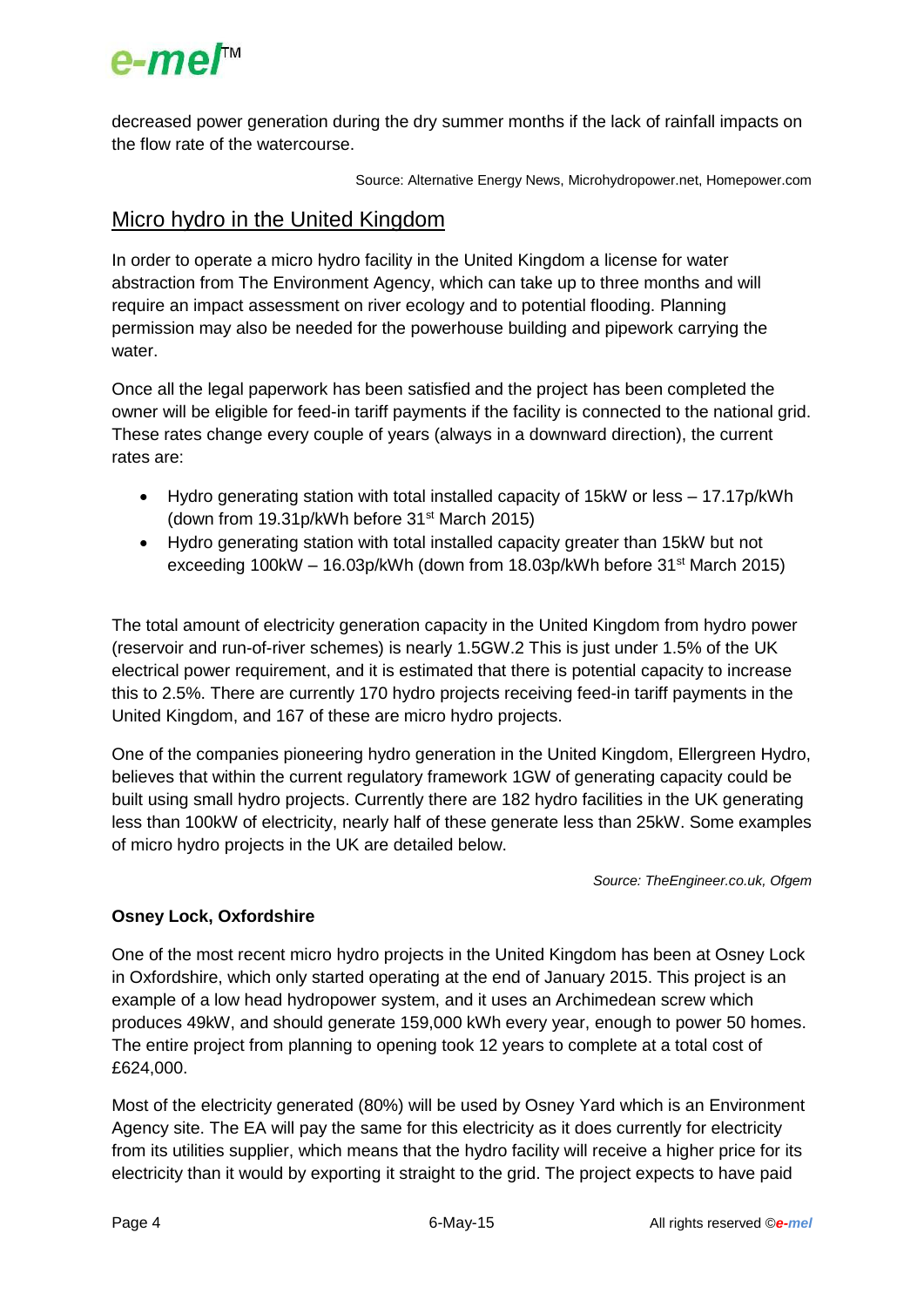decreased power generation during the dry summer months if the lack of rainfall impacts on the flow rate of the watercourse.

Source: Alternative Energy News, Microhydropower.net, Homepower.com

## Micro hydro in the United Kingdom

In order to operate a micro hydro facility in the United Kingdom a license for water abstraction from The Environment Agency, which can take up to three months and will require an impact assessment on river ecology and to potential flooding. Planning permission may also be needed for the powerhouse building and pipework carrying the water.

Once all the legal paperwork has been satisfied and the project has been completed the owner will be eligible for feed-in tariff payments if the facility is connected to the national grid. These rates change every couple of years (always in a downward direction), the current rates are:

- Hydro generating station with total installed capacity of 15kW or less – 17.17p/kWh (down from 19.31p/kWh before 31st March 2015)
- Hydro generating station with total installed capacity greater than 15kW but not exceeding 100kW – 16.03p/kWh (down from 18.03p/kWh before 31st March 2015)

The total amount of electricity generation capacity in the United Kingdom from hydro power (reservoir and run-of-river schemes) is nearly 1.5GW.2 This is just under 1.5% of the UK electrical power requirement, and it is estimated that there is potential capacity to increase this to 2.5%. There are currently 170 hydro projects receiving feed-in tariff payments in the United Kingdom, and 167 of these are micro hydro projects.

One of the companies pioneering hydro generation in the United Kingdom, Ellergreen Hydro, believes that within the current regulatory framework 1GW of generating capacity could be built using small hydro projects. Currently there are 182 hydro facilities in the UK generating less than 100kW of electricity, nearly half of these generate less than 25kW. Some examples of micro hydro projects in the UK are detailed below.

*Source: TheEngineer.co.uk, Ofgem*

**Osney Lock, Oxfordshire**

One of the most recent micro hydro projects in the United Kingdom has been at Osney Lock in Oxfordshire, which only started operating at the end of January 2015. This project is an example of a low head hydropower system, and it uses an Archimedean screw which produces 49kW, and should generate 159,000 kWh every year, enough to power 50 homes. The entire project from planning to opening took 12 years to complete at a total cost of £624,000.

Most of the electricity generated (80%) will be used by Osney Yard which is an Environment Agency site. The EA will pay the same for this electricity as it does currently for electricity from its utilities supplier, which means that the hydro facility will receive a higher price for its electricity than it would by exporting it straight to the grid. The project expects to have paid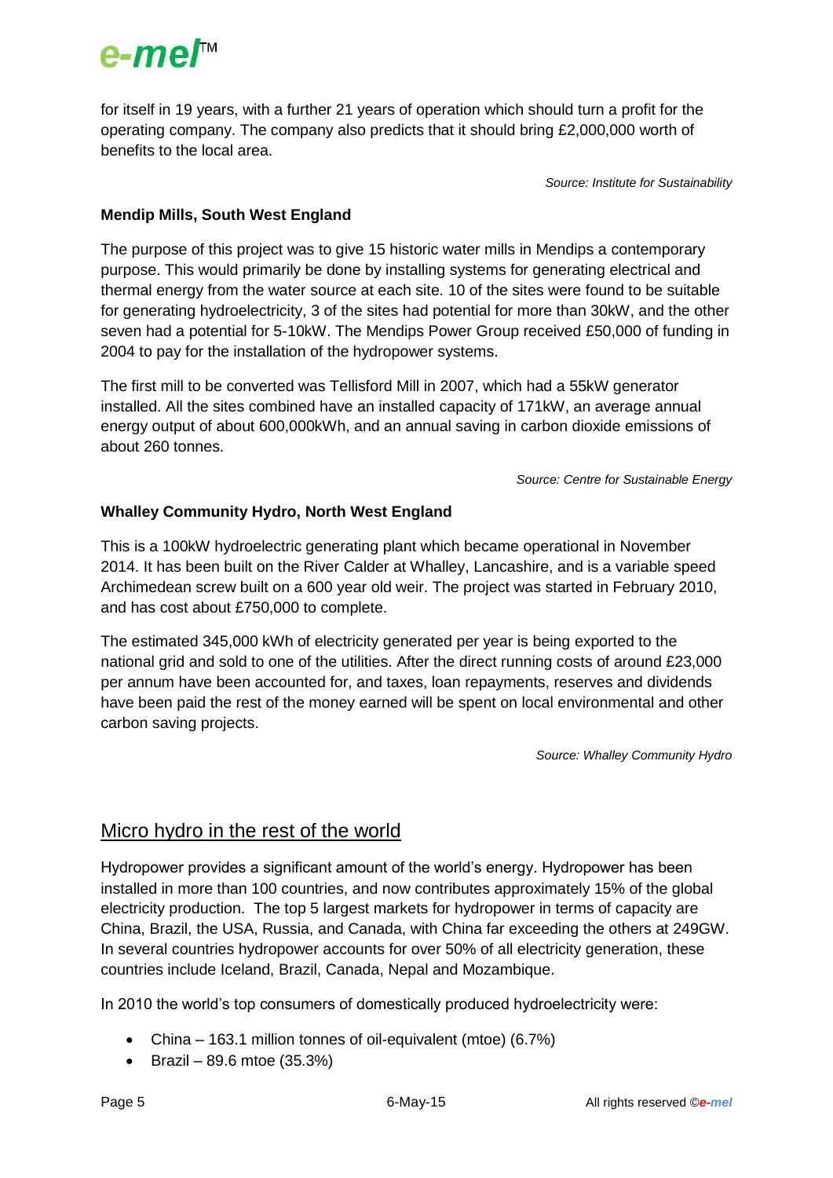for itself in 19 years, with a further 21 years of operation which should turn a profit for the operating company. The company also predicts that it should bring £2,000,000 worth of benefits to the local area.

*Source: Institute for Sustainability*

**Mendip Mills, South West England**

The purpose of this project was to give 15 historic water mills in Mendips a contemporary purpose. This would primarily be done by installing systems for generating electrical and thermal energy from the water source at each site. 10 of the sites were found to be suitable for generating hydroelectricity, 3 of the sites had potential for more than 30kW, and the other seven had a potential for 5-10kW. The Mendips Power Group received £50,000 of funding in 2004 to pay for the installation of the hydropower systems.

The first mill to be converted was Tellisford Mill in 2007, which had a 55kW generator installed. All the sites combined have an installed capacity of 171kW, an average annual energy output of about 600,000kWh, and an annual saving in carbon dioxide emissions of about 260 tonnes.

*Source: Centre for Sustainable Energy*

**Whalley Community Hydro, North West England**

This is a 100kW hydroelectric generating plant which became operational in November 2014. It has been built on the River Calder at Whalley, Lancashire, and is a variable speed Archimedean screw built on a 600 year old weir. The project was started in February 2010, and has cost about £750,000 to complete.

The estimated 345,000 kWh of electricity generated per year is being exported to the national grid and sold to one of the utilities. After the direct running costs of around £23,000 per annum have been accounted for, and taxes, loan repayments, reserves and dividends have been paid the rest of the money earned will be spent on local environmental and other carbon saving projects.

*Source: Whalley Community Hydro*

## Micro hydro in the rest of the world

Hydropower provides a significant amount of the world's energy. Hydropower has been installed in more than 100 countries, and now contributes approximately 15% of the global electricity production. The top 5 largest markets for hydropower in terms of capacity are China, Brazil, the USA, Russia, and Canada, with China far exceeding the others at 249GW. In several countries hydropower accounts for over 50% of all electricity generation, these countries include Iceland, Brazil, Canada, Nepal and Mozambique.

In 2010 the world's top consumers of domestically produced hydroelectricity were:

- China – 163.1 million tonnes of oil-equivalent (mtoe) (6.7%)
- Brazil – 89.6 mtoe (35.3%)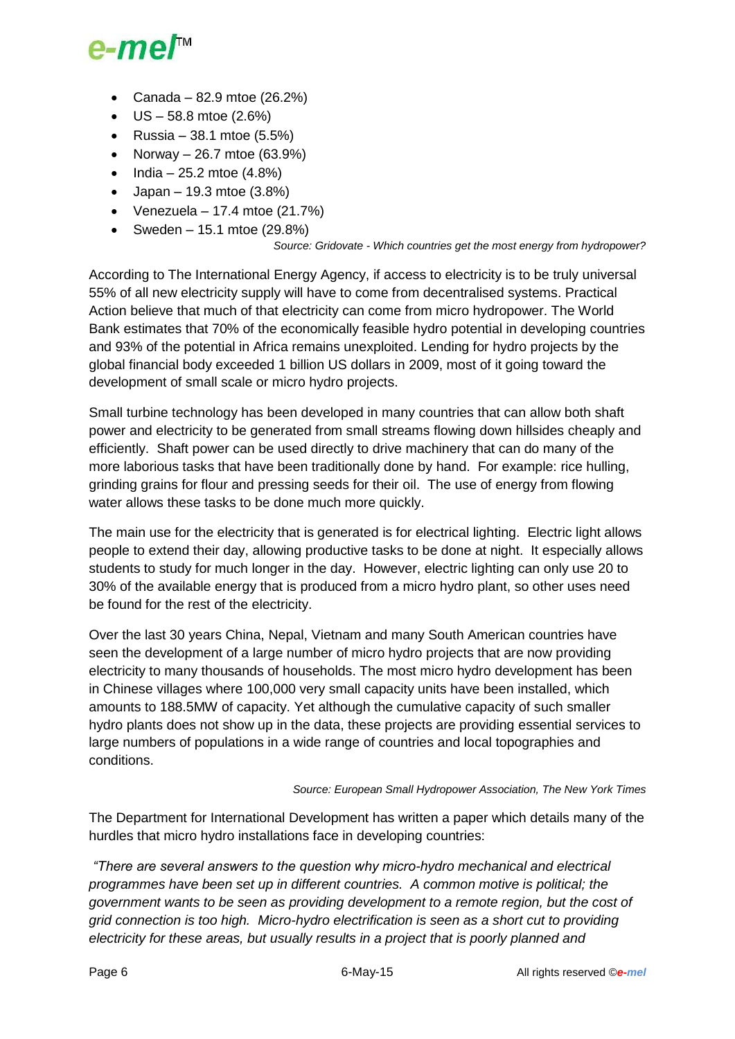- Canada – 82.9 mtoe (26.2%)
- US – 58.8 mtoe (2.6%)
- Russia – 38.1 mtoe (5.5%)
- Norway – 26.7 mtoe (63.9%)
- India – 25.2 mtoe (4.8%)
- Japan – 19.3 mtoe (3.8%)
- Venezuela – 17.4 mtoe (21.7%)
- Sweden – 15.1 mtoe (29.8%)

*Source: Gridovate - Which countries get the most energy from hydropower?*

According to The International Energy Agency, if access to electricity is to be truly universal 55% of all new electricity supply will have to come from decentralised systems. Practical Action believe that much of that electricity can come from micro hydropower. The World Bank estimates that 70% of the economically feasible hydro potential in developing countries and 93% of the potential in Africa remains unexploited. Lending for hydro projects by the global financial body exceeded 1 billion US dollars in 2009, most of it going toward the development of small scale or micro hydro projects.

Small turbine technology has been developed in many countries that can allow both shaft power and electricity to be generated from small streams flowing down hillsides cheaply and efficiently. Shaft power can be used directly to drive machinery that can do many of the more laborious tasks that have been traditionally done by hand. For example: rice hulling, grinding grains for flour and pressing seeds for their oil. The use of energy from flowing water allows these tasks to be done much more quickly.

The main use for the electricity that is generated is for electrical lighting. Electric light allows people to extend their day, allowing productive tasks to be done at night. It especially allows students to study for much longer in the day. However, electric lighting can only use 20 to 30% of the available energy that is produced from a micro hydro plant, so other uses need be found for the rest of the electricity.

Over the last 30 years China, Nepal, Vietnam and many South American countries have seen the development of a large number of micro hydro projects that are now providing electricity to many thousands of households. The most micro hydro development has been in Chinese villages where 100,000 very small capacity units have been installed, which amounts to 188.5MW of capacity. Yet although the cumulative capacity of such smaller hydro plants does not show up in the data, these projects are providing essential services to large numbers of populations in a wide range of countries and local topographies and conditions.

*Source: European Small Hydropower Association, The New York Times*

The Department for International Development has written a paper which details many of the hurdles that micro hydro installations face in developing countries:

*"There are several answers to the question why micro-hydro mechanical and electrical programmes have been set up in different countries. A common motive is political; the government wants to be seen as providing development to a remote region, but the cost of grid connection is too high. Micro-hydro electrification is seen as a short cut to providing electricity for these areas, but usually results in a project that is poorly planned and*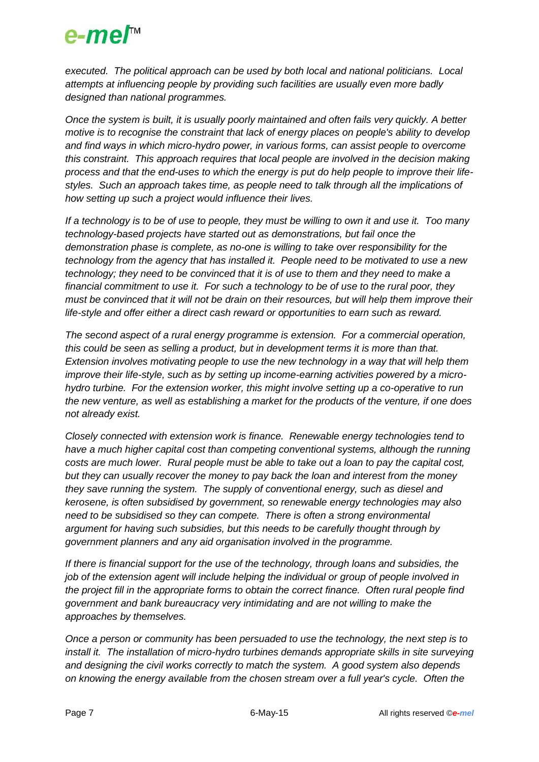*executed. The political approach can be used by both local and national politicians. Local attempts at influencing people by providing such facilities are usually even more badly designed than national programmes.*

*Once the system is built, it is usually poorly maintained and often fails very quickly. A better motive is to recognise the constraint that lack of energy places on people's ability to develop and find ways in which micro-hydro power, in various forms, can assist people to overcome this constraint. This approach requires that local people are involved in the decision making process and that the end-uses to which the energy is put do help people to improve their life-styles. Such an approach takes time, as people need to talk through all the implications of how setting up such a project would influence their lives.*

*If a technology is to be of use to people, they must be willing to own it and use it. Too many technology-based projects have started out as demonstrations, but fail once the demonstration phase is complete, as no-one is willing to take over responsibility for the technology from the agency that has installed it. People need to be motivated to use a new technology; they need to be convinced that it is of use to them and they need to make a financial commitment to use it. For such a technology to be of use to the rural poor, they must be convinced that it will not be drain on their resources, but will help them improve their life-style and offer either a direct cash reward or opportunities to earn such as reward.*

*The second aspect of a rural energy programme is extension. For a commercial operation, this could be seen as selling a product, but in development terms it is more than that. Extension involves motivating people to use the new technology in a way that will help them improve their life-style, such as by setting up income-earning activities powered by a micro-hydro turbine. For the extension worker, this might involve setting up a co-operative to run the new venture, as well as establishing a market for the products of the venture, if one does not already exist.*

*Closely connected with extension work is finance. Renewable energy technologies tend to have a much higher capital cost than competing conventional systems, although the running costs are much lower. Rural people must be able to take out a loan to pay the capital cost, but they can usually recover the money to pay back the loan and interest from the money they save running the system. The supply of conventional energy, such as diesel and kerosene, is often subsidised by government, so renewable energy technologies may also need to be subsidised so they can compete. There is often a strong environmental argument for having such subsidies, but this needs to be carefully thought through by government planners and any aid organisation involved in the programme.*

*If there is financial support for the use of the technology, through loans and subsidies, the job of the extension agent will include helping the individual or group of people involved in the project fill in the appropriate forms to obtain the correct finance. Often rural people find government and bank bureaucracy very intimidating and are not willing to make the approaches by themselves.*

*Once a person or community has been persuaded to use the technology, the next step is to install it. The installation of micro-hydro turbines demands appropriate skills in site surveying and designing the civil works correctly to match the system. A good system also depends on knowing the energy available from the chosen stream over a full year's cycle. Often the*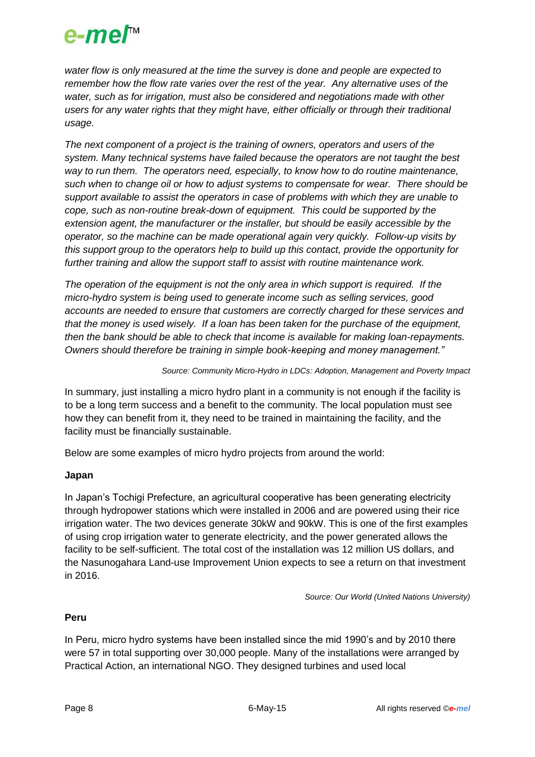*water flow is only measured at the time the survey is done and people are expected to remember how the flow rate varies over the rest of the year. Any alternative uses of the water, such as for irrigation, must also be considered and negotiations made with other users for any water rights that they might have, either officially or through their traditional usage.*

*The next component of a project is the training of owners, operators and users of the system. Many technical systems have failed because the operators are not taught the best way to run them. The operators need, especially, to know how to do routine maintenance, such when to change oil or how to adjust systems to compensate for wear. There should be support available to assist the operators in case of problems with which they are unable to cope, such as non-routine break-down of equipment. This could be supported by the extension agent, the manufacturer or the installer, but should be easily accessible by the operator, so the machine can be made operational again very quickly. Follow-up visits by this support group to the operators help to build up this contact, provide the opportunity for further training and allow the support staff to assist with routine maintenance work.*

*The operation of the equipment is not the only area in which support is required. If the micro-hydro system is being used to generate income such as selling services, good accounts are needed to ensure that customers are correctly charged for these services and that the money is used wisely. If a loan has been taken for the purchase of the equipment, then the bank should be able to check that income is available for making loan-repayments. Owners should therefore be training in simple book-keeping and money management."*

*Source: Community Micro-Hydro in LDCs: Adoption, Management and Poverty Impact*

In summary, just installing a micro hydro plant in a community is not enough if the facility is to be a long term success and a benefit to the community. The local population must see how they can benefit from it, they need to be trained in maintaining the facility, and the facility must be financially sustainable.

Below are some examples of micro hydro projects from around the world:

**Japan**

In Japan's Tochigi Prefecture, an agricultural cooperative has been generating electricity through hydropower stations which were installed in 2006 and are powered using their rice irrigation water. The two devices generate 30kW and 90kW. This is one of the first examples of using crop irrigation water to generate electricity, and the power generated allows the facility to be self-sufficient. The total cost of the installation was 12 million US dollars, and the Nasunogahara Land-use Improvement Union expects to see a return on that investment in 2016.

*Source: Our World (United Nations University)*

**Peru**

In Peru, micro hydro systems have been installed since the mid 1990's and by 2010 there were 57 in total supporting over 30,000 people. Many of the installations were arranged by Practical Action, an international NGO. They designed turbines and used local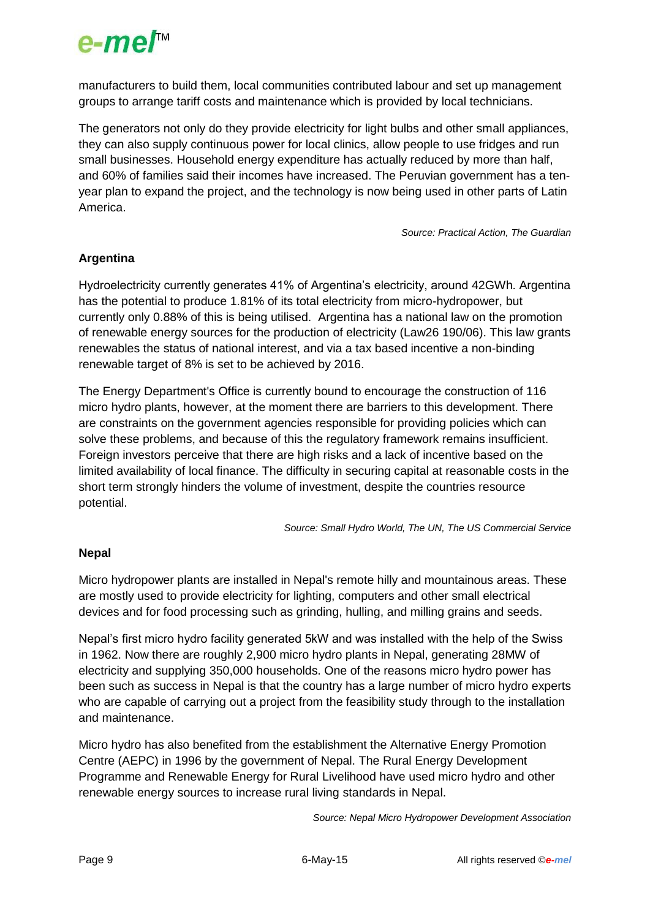manufacturers to build them, local communities contributed labour and set up management groups to arrange tariff costs and maintenance which is provided by local technicians.

The generators not only do they provide electricity for light bulbs and other small appliances, they can also supply continuous power for local clinics, allow people to use fridges and run small businesses. Household energy expenditure has actually reduced by more than half, and 60% of families said their incomes have increased. The Peruvian government has a ten-year plan to expand the project, and the technology is now being used in other parts of Latin America.

*Source: Practical Action, The Guardian*

**Argentina**

Hydroelectricity currently generates 41% of Argentina's electricity, around 42GWh. Argentina has the potential to produce 1.81% of its total electricity from micro-hydropower, but currently only 0.88% of this is being utilised. Argentina has a national law on the promotion of renewable energy sources for the production of electricity (Law26 190/06). This law grants renewables the status of national interest, and via a tax based incentive a non-binding renewable target of 8% is set to be achieved by 2016.

The Energy Department's Office is currently bound to encourage the construction of 116 micro hydro plants, however, at the moment there are barriers to this development. There are constraints on the government agencies responsible for providing policies which can solve these problems, and because of this the regulatory framework remains insufficient. Foreign investors perceive that there are high risks and a lack of incentive based on the limited availability of local finance. The difficulty in securing capital at reasonable costs in the short term strongly hinders the volume of investment, despite the countries resource potential.

*Source: Small Hydro World, The UN, The US Commercial Service*

**Nepal**

Micro hydropower plants are installed in Nepal's remote hilly and mountainous areas. These are mostly used to provide electricity for lighting, computers and other small electrical devices and for food processing such as grinding, hulling, and milling grains and seeds.

Nepal's first micro hydro facility generated 5kW and was installed with the help of the Swiss in 1962. Now there are roughly 2,900 micro hydro plants in Nepal, generating 28MW of electricity and supplying 350,000 households. One of the reasons micro hydro power has been such as success in Nepal is that the country has a large number of micro hydro experts who are capable of carrying out a project from the feasibility study through to the installation and maintenance.

Micro hydro has also benefited from the establishment the Alternative Energy Promotion Centre (AEPC) in 1996 by the government of Nepal. The Rural Energy Development Programme and Renewable Energy for Rural Livelihood have used micro hydro and other renewable energy sources to increase rural living standards in Nepal.

*Source: Nepal Micro Hydropower Development Association*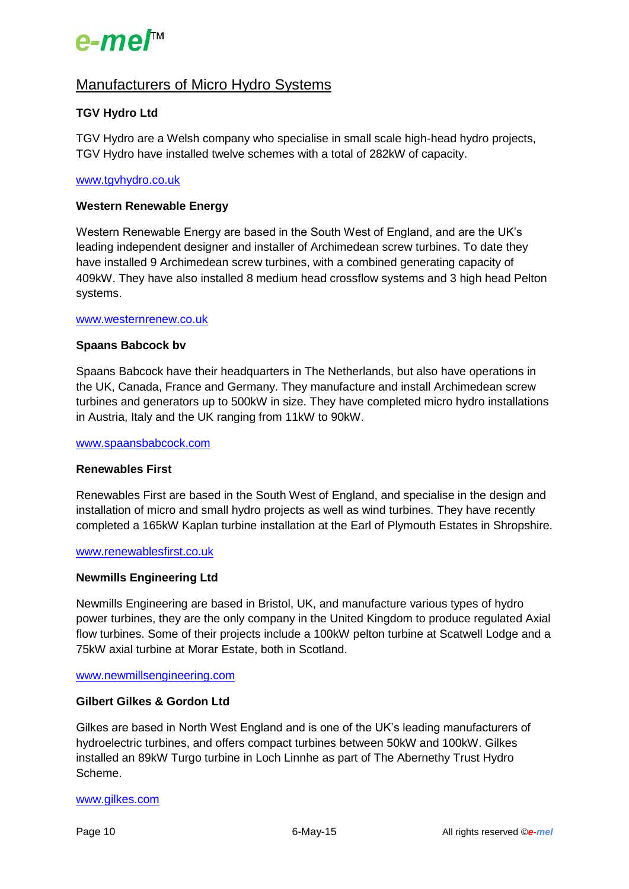## Manufacturers of Micro Hydro Systems

**TGV Hydro Ltd**

TGV Hydro are a Welsh company who specialise in small scale high-head hydro projects, TGV Hydro have installed twelve schemes with a total of 282kW of capacity.

www.tgvhydro.co.uk

**Western Renewable Energy**

Western Renewable Energy are based in the South West of England, and are the UK's leading independent designer and installer of Archimedean screw turbines. To date they have installed 9 Archimedean screw turbines, with a combined generating capacity of 409kW. They have also installed 8 medium head crossflow systems and 3 high head Pelton systems.

www.westernrenew.co.uk

**Spaans Babcock bv**

Spaans Babcock have their headquarters in The Netherlands, but also have operations in the UK, Canada, France and Germany. They manufacture and install Archimedean screw turbines and generators up to 500kW in size. They have completed micro hydro installations in Austria, Italy and the UK ranging from 11kW to 90kW.

www.spaansbabcock.com

**Renewables First**

Renewables First are based in the South West of England, and specialise in the design and installation of micro and small hydro projects as well as wind turbines. They have recently completed a 165kW Kaplan turbine installation at the Earl of Plymouth Estates in Shropshire.

www.renewablesfirst.co.uk

**Newmills Engineering Ltd**

Newmills Engineering are based in Bristol, UK, and manufacture various types of hydro power turbines, they are the only company in the United Kingdom to produce regulated Axial flow turbines. Some of their projects include a 100kW pelton turbine at Scatwell Lodge and a 75kW axial turbine at Morar Estate, both in Scotland.

www.newmillsengineering.com

**Gilbert Gilkes & Gordon Ltd**

Gilkes are based in North West England and is one of the UK's leading manufacturers of hydroelectric turbines, and offers compact turbines between 50kW and 100kW. Gilkes installed an 89kW Turgo turbine in Loch Linnhe as part of The Abernethy Trust Hydro Scheme.

www.gilkes.com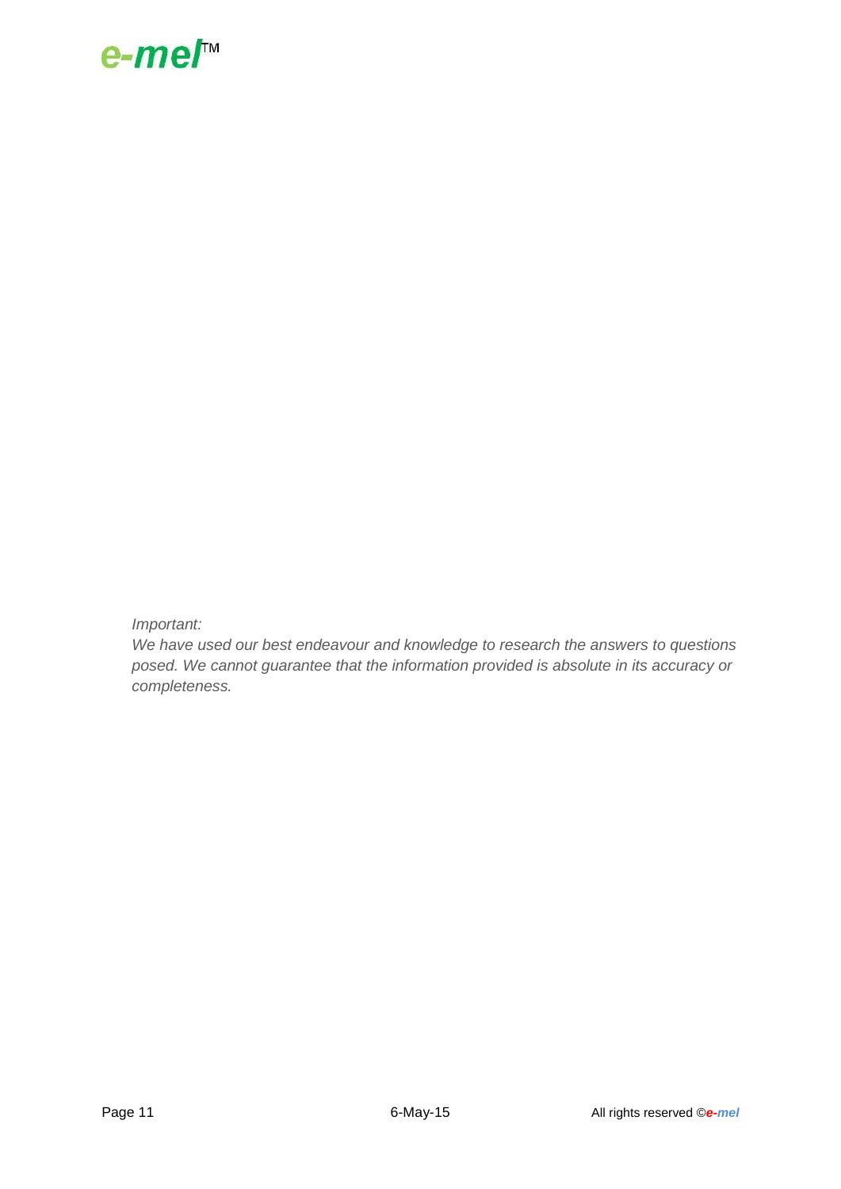*Important:*
*We have used our best endeavour and knowledge to research the answers to questions posed. We cannot guarantee that the information provided is absolute in its accuracy or completeness.*